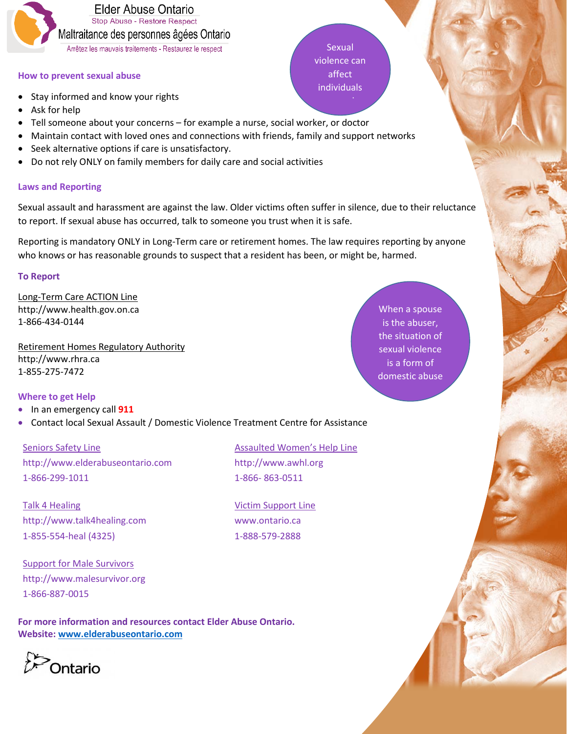Elder Abuse Ontario
Stop Abuse - Restore Respect
Maltraitance des personnes âgées Ontario
Arrêtez les mauvais traitements - Restaurez le respect

Sexual violence can affect individuals

## How to prevent sexual abuse

- Stay informed and know your rights
- Ask for help
- Tell someone about your concerns – for example a nurse, social worker, or doctor
- Maintain contact with loved ones and connections with friends, family and support networks
- Seek alternative options if care is unsatisfactory.
- Do not rely ONLY on family members for daily care and social activities

## Laws and Reporting

Sexual assault and harassment are against the law. Older victims often suffer in silence, due to their reluctance to report. If sexual abuse has occurred, talk to someone you trust when it is safe.

Reporting is mandatory ONLY in Long-Term care or retirement homes. The law requires reporting by anyone who knows or has reasonable grounds to suspect that a resident has been, or might be, harmed.

## To Report

Long-Term Care ACTION Line
http://www.health.gov.on.ca
1-866-434-0144

Retirement Homes Regulatory Authority
http://www.rhra.ca
1-855-275-7472

When a spouse is the abuser, the situation of sexual violence is a form of domestic abuse

## Where to get Help

- In an emergency call **911**
- Contact local Sexual Assault / Domestic Violence Treatment Centre for Assistance

Seniors Safety Line
http://www.elderabuseontario.com
1-866-299-1011

Talk 4 Healing
http://www.talk4healing.com
1-855-554-heal (4325)

Support for Male Survivors
http://www.malesurvivor.org
1-866-887-0015

Assaulted Women's Help Line
http://www.awhl.org
1-866- 863-0511

Victim Support Line
www.ontario.ca
1-888-579-2888

**For more information and resources contact Elder Abuse Ontario.**
**Website: www.elderabuseontario.com**

Ontario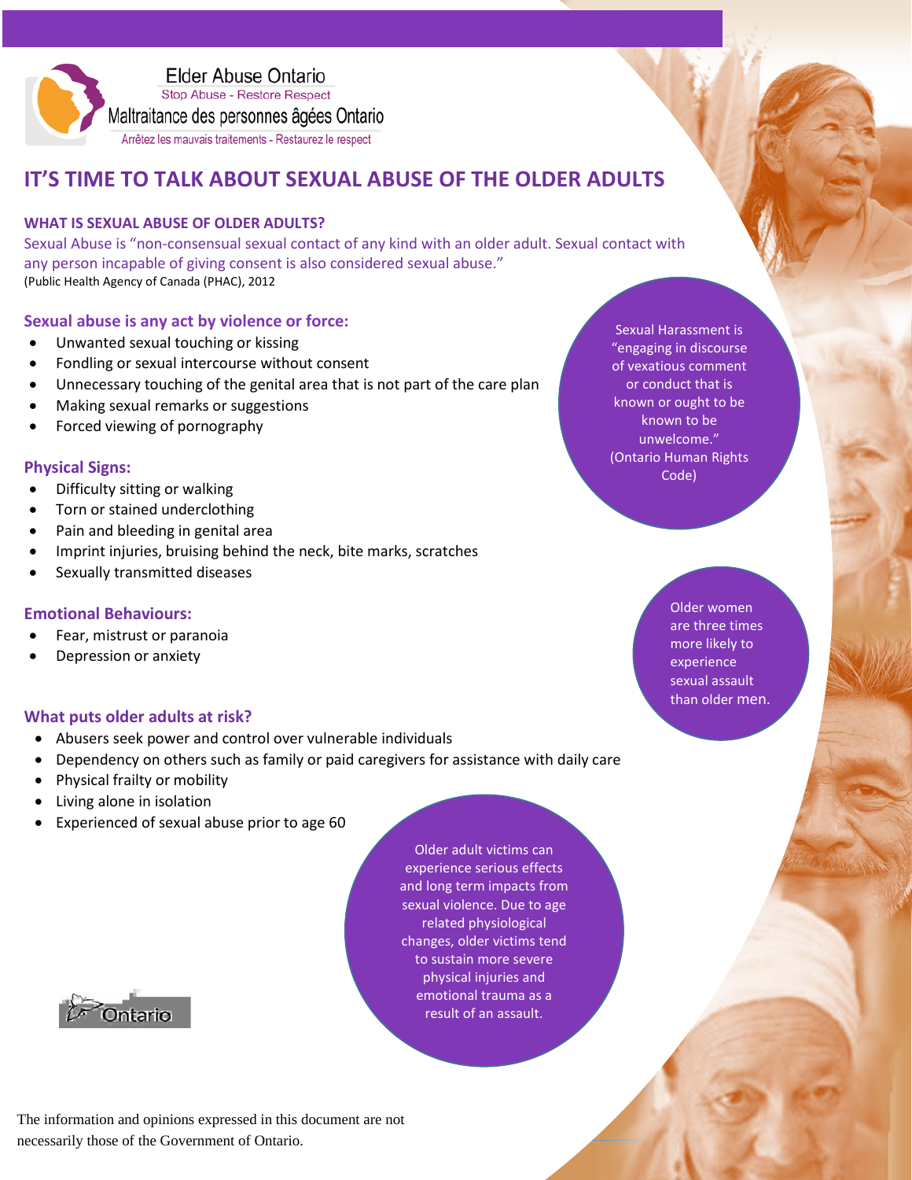Elder Abuse Ontario
Stop Abuse - Restore Respect
Maltraitance des personnes âgées Ontario
Arrêtez les mauvais traitements - Restaurez le respect

# IT'S TIME TO TALK ABOUT SEXUAL ABUSE OF THE OLDER ADULTS

### WHAT IS SEXUAL ABUSE OF OLDER ADULTS?

Sexual Abuse is "non-consensual sexual contact of any kind with an older adult. Sexual contact with any person incapable of giving consent is also considered sexual abuse."
(Public Health Agency of Canada (PHAC), 2012

### Sexual abuse is any act by violence or force:

- Unwanted sexual touching or kissing
- Fondling or sexual intercourse without consent
- Unnecessary touching of the genital area that is not part of the care plan
- Making sexual remarks or suggestions
- Forced viewing of pornography

Sexual Harassment is "engaging in discourse of vexatious comment or conduct that is known or ought to be known to be unwelcome." (Ontario Human Rights Code)

### Physical Signs:

- Difficulty sitting or walking
- Torn or stained underclothing
- Pain and bleeding in genital area
- Imprint injuries, bruising behind the neck, bite marks, scratches
- Sexually transmitted diseases

### Emotional Behaviours:

- Fear, mistrust or paranoia
- Depression or anxiety

Older women are three times more likely to experience sexual assault than older men.

### What puts older adults at risk?

- Abusers seek power and control over vulnerable individuals
- Dependency on others such as family or paid caregivers for assistance with daily care
- Physical frailty or mobility
- Living alone in isolation
- Experienced of sexual abuse prior to age 60

Older adult victims can experience serious effects and long term impacts from sexual violence. Due to age related physiological changes, older victims tend to sustain more severe physical injuries and emotional trauma as a result of an assault.

Ontario

The information and opinions expressed in this document are not necessarily those of the Government of Ontario.